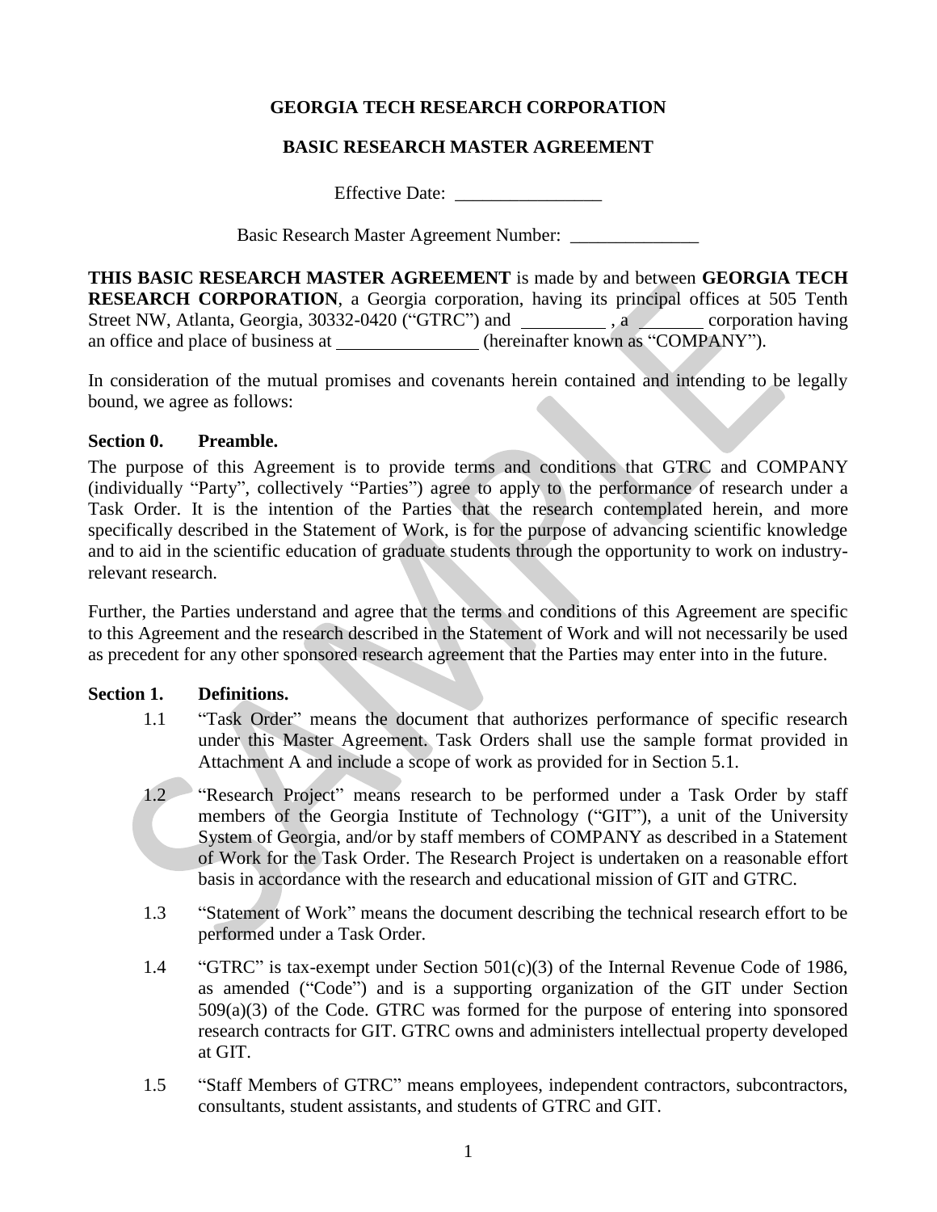**GEORGIA TECH RESEARCH CORPORATION**

**BASIC RESEARCH MASTER AGREEMENT**

Effective Date: ________________

Basic Research Master Agreement Number: ______________

**THIS BASIC RESEARCH MASTER AGREEMENT** is made by and between **GEORGIA TECH RESEARCH CORPORATION**, a Georgia corporation, having its principal offices at 505 Tenth Street NW, Atlanta, Georgia, 30332-0420 ("GTRC") and _________ , a _______ corporation having an office and place of business at _______________ (hereinafter known as "COMPANY").

In consideration of the mutual promises and covenants herein contained and intending to be legally bound, we agree as follows:

**Section 0. Preamble.**

The purpose of this Agreement is to provide terms and conditions that GTRC and COMPANY (individually "Party", collectively "Parties") agree to apply to the performance of research under a Task Order. It is the intention of the Parties that the research contemplated herein, and more specifically described in the Statement of Work, is for the purpose of advancing scientific knowledge and to aid in the scientific education of graduate students through the opportunity to work on industry-relevant research.

Further, the Parties understand and agree that the terms and conditions of this Agreement are specific to this Agreement and the research described in the Statement of Work and will not necessarily be used as precedent for any other sponsored research agreement that the Parties may enter into in the future.

**Section 1. Definitions.**

1.1 "Task Order" means the document that authorizes performance of specific research under this Master Agreement. Task Orders shall use the sample format provided in Attachment A and include a scope of work as provided for in Section 5.1.

1.2 "Research Project" means research to be performed under a Task Order by staff members of the Georgia Institute of Technology ("GIT"), a unit of the University System of Georgia, and/or by staff members of COMPANY as described in a Statement of Work for the Task Order. The Research Project is undertaken on a reasonable effort basis in accordance with the research and educational mission of GIT and GTRC.

1.3 "Statement of Work" means the document describing the technical research effort to be performed under a Task Order.

1.4 "GTRC" is tax-exempt under Section 501(c)(3) of the Internal Revenue Code of 1986, as amended ("Code") and is a supporting organization of the GIT under Section 509(a)(3) of the Code. GTRC was formed for the purpose of entering into sponsored research contracts for GIT. GTRC owns and administers intellectual property developed at GIT.

1.5 "Staff Members of GTRC" means employees, independent contractors, subcontractors, consultants, student assistants, and students of GTRC and GIT.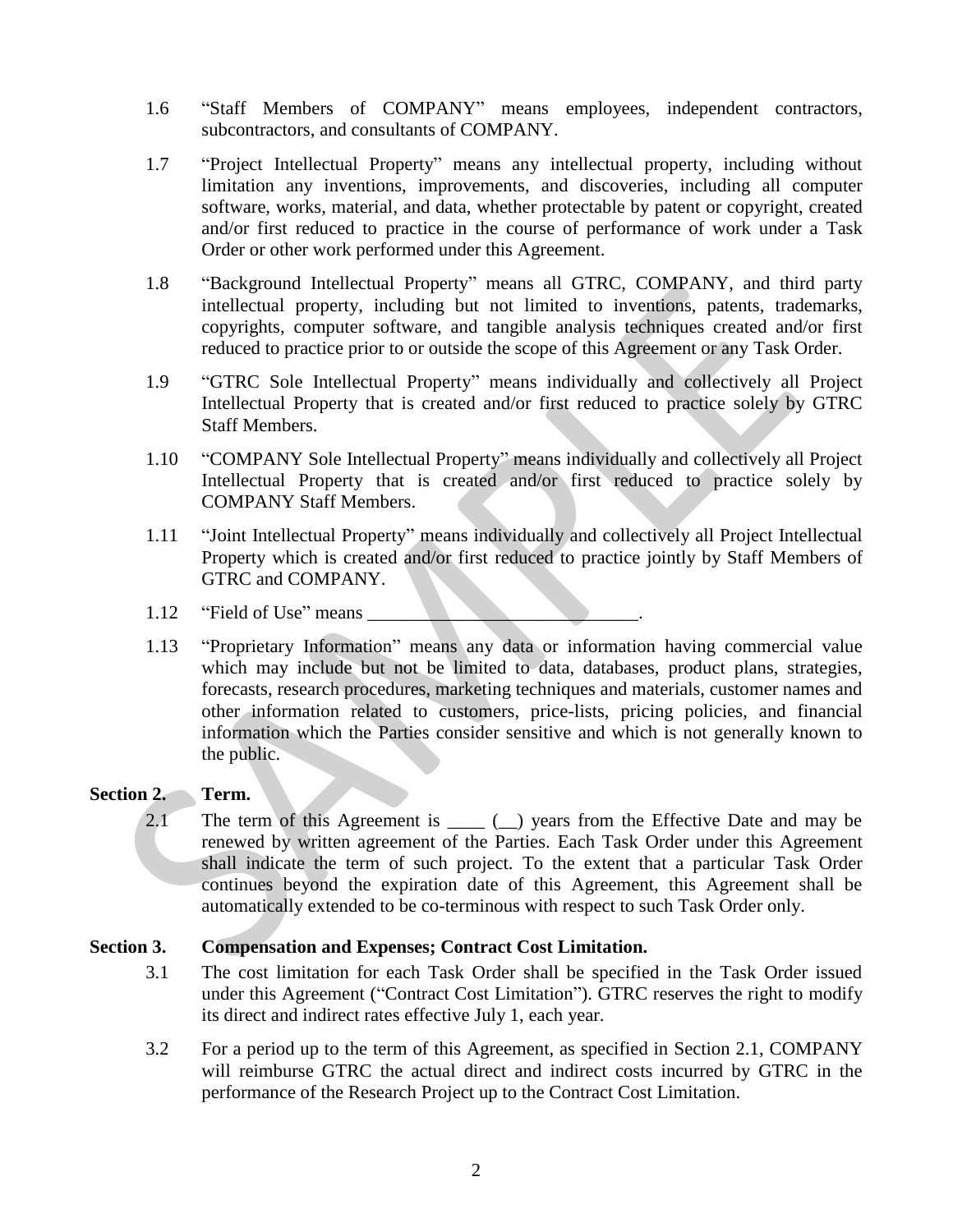1.6 "Staff Members of COMPANY" means employees, independent contractors, subcontractors, and consultants of COMPANY.

1.7 "Project Intellectual Property" means any intellectual property, including without limitation any inventions, improvements, and discoveries, including all computer software, works, material, and data, whether protectable by patent or copyright, created and/or first reduced to practice in the course of performance of work under a Task Order or other work performed under this Agreement.

1.8 "Background Intellectual Property" means all GTRC, COMPANY, and third party intellectual property, including but not limited to inventions, patents, trademarks, copyrights, computer software, and tangible analysis techniques created and/or first reduced to practice prior to or outside the scope of this Agreement or any Task Order.

1.9 "GTRC Sole Intellectual Property" means individually and collectively all Project Intellectual Property that is created and/or first reduced to practice solely by GTRC Staff Members.

1.10 "COMPANY Sole Intellectual Property" means individually and collectively all Project Intellectual Property that is created and/or first reduced to practice solely by COMPANY Staff Members.

1.11 "Joint Intellectual Property" means individually and collectively all Project Intellectual Property which is created and/or first reduced to practice jointly by Staff Members of GTRC and COMPANY.

1.12 "Field of Use" means ______________________________.

1.13 "Proprietary Information" means any data or information having commercial value which may include but not be limited to data, databases, product plans, strategies, forecasts, research procedures, marketing techniques and materials, customer names and other information related to customers, price-lists, pricing policies, and financial information which the Parties consider sensitive and which is not generally known to the public.

**Section 2. Term.**

2.1 The term of this Agreement is ____ (__) years from the Effective Date and may be renewed by written agreement of the Parties. Each Task Order under this Agreement shall indicate the term of such project. To the extent that a particular Task Order continues beyond the expiration date of this Agreement, this Agreement shall be automatically extended to be co-terminous with respect to such Task Order only.

**Section 3. Compensation and Expenses; Contract Cost Limitation.**

3.1 The cost limitation for each Task Order shall be specified in the Task Order issued under this Agreement ("Contract Cost Limitation"). GTRC reserves the right to modify its direct and indirect rates effective July 1, each year.

3.2 For a period up to the term of this Agreement, as specified in Section 2.1, COMPANY will reimburse GTRC the actual direct and indirect costs incurred by GTRC in the performance of the Research Project up to the Contract Cost Limitation.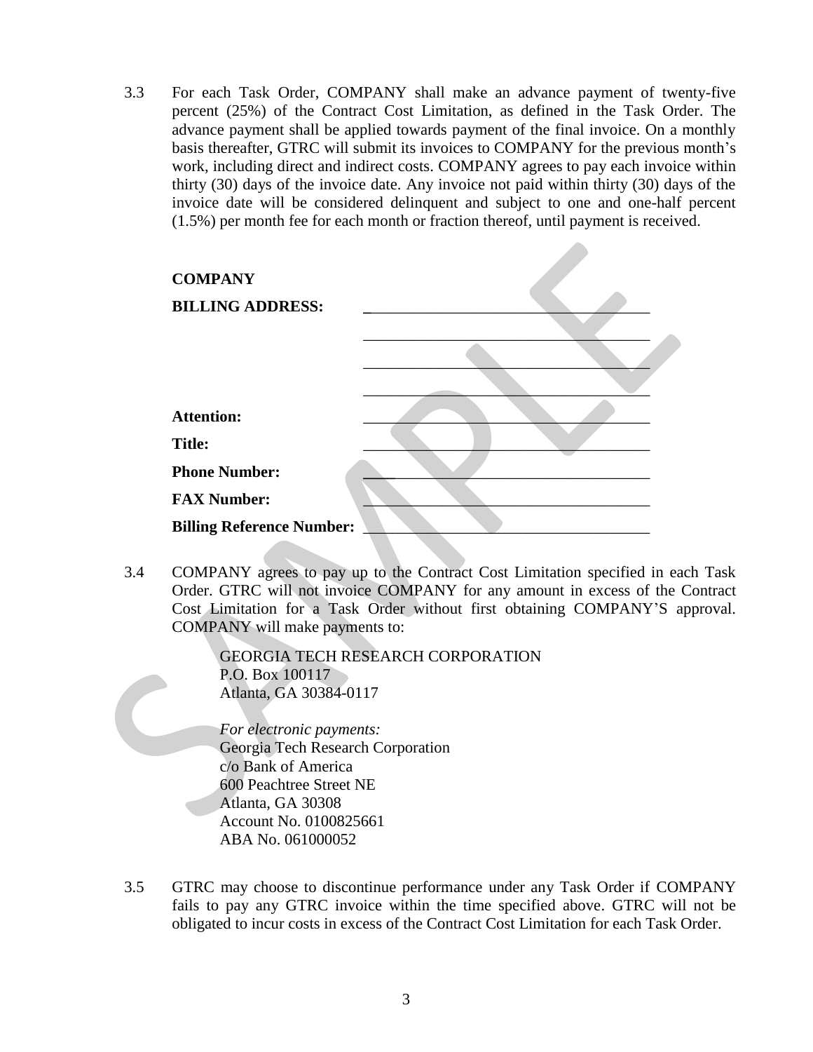3.3 For each Task Order, COMPANY shall make an advance payment of twenty-five percent (25%) of the Contract Cost Limitation, as defined in the Task Order. The advance payment shall be applied towards payment of the final invoice. On a monthly basis thereafter, GTRC will submit its invoices to COMPANY for the previous month's work, including direct and indirect costs. COMPANY agrees to pay each invoice within thirty (30) days of the invoice date. Any invoice not paid within thirty (30) days of the invoice date will be considered delinquent and subject to one and one-half percent (1.5%) per month fee for each month or fraction thereof, until payment is received.

**COMPANY**

**BILLING ADDRESS:** ___________________________________

___________________________________

___________________________________

___________________________________

**Attention:** ___________________________________

**Title:** ___________________________________

**Phone Number:** ___________________________________

**FAX Number:** ___________________________________

**Billing Reference Number:** ___________________________________

3.4 COMPANY agrees to pay up to the Contract Cost Limitation specified in each Task Order. GTRC will not invoice COMPANY for any amount in excess of the Contract Cost Limitation for a Task Order without first obtaining COMPANY'S approval. COMPANY will make payments to:

GEORGIA TECH RESEARCH CORPORATION
P.O. Box 100117
Atlanta, GA 30384-0117

*For electronic payments:*
Georgia Tech Research Corporation
c/o Bank of America
600 Peachtree Street NE
Atlanta, GA 30308
Account No. 0100825661
ABA No. 061000052

3.5 GTRC may choose to discontinue performance under any Task Order if COMPANY fails to pay any GTRC invoice within the time specified above. GTRC will not be obligated to incur costs in excess of the Contract Cost Limitation for each Task Order.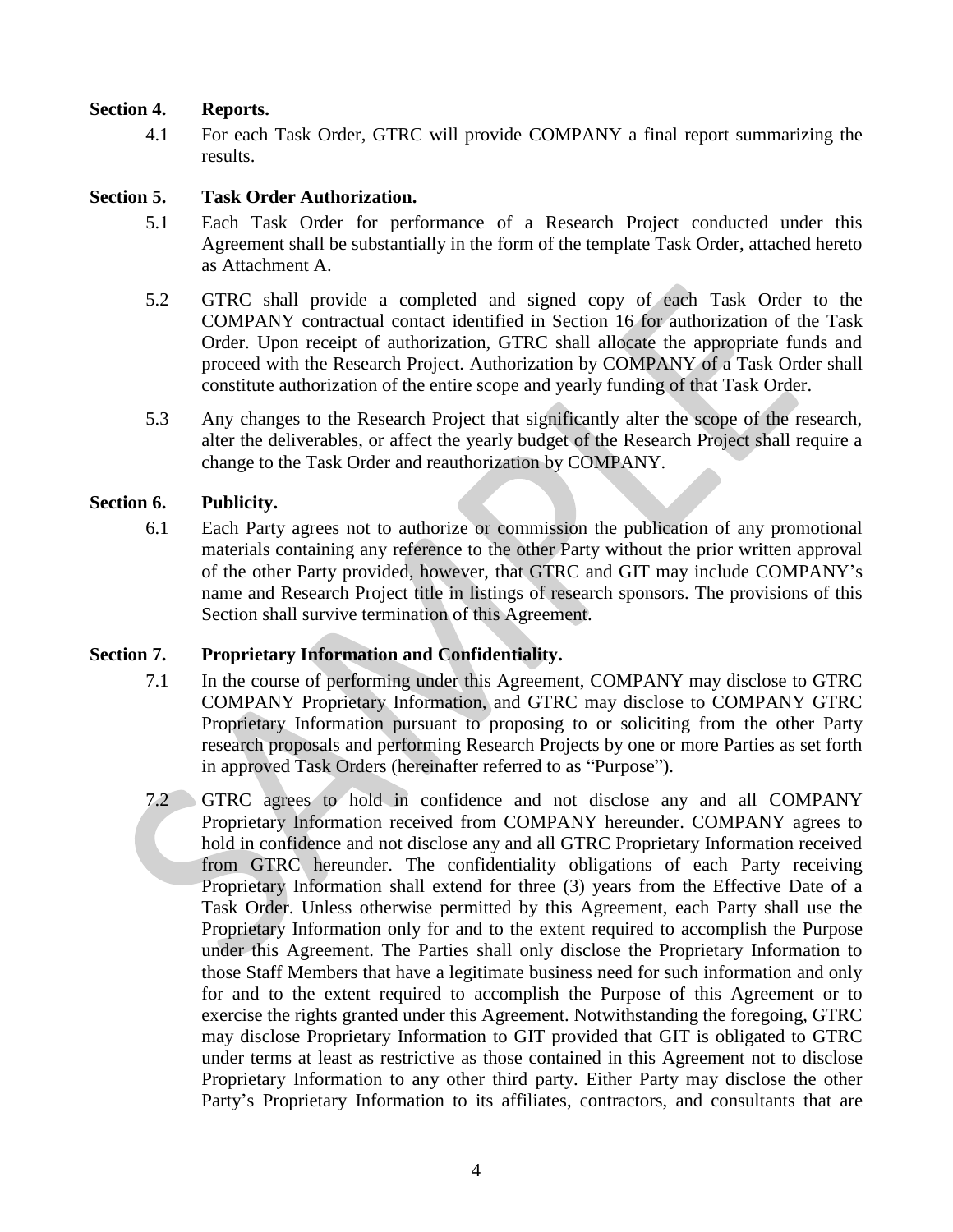## Section 4. Reports.

4.1 For each Task Order, GTRC will provide COMPANY a final report summarizing the results.

## Section 5. Task Order Authorization.

5.1 Each Task Order for performance of a Research Project conducted under this Agreement shall be substantially in the form of the template Task Order, attached hereto as Attachment A.

5.2 GTRC shall provide a completed and signed copy of each Task Order to the COMPANY contractual contact identified in Section 16 for authorization of the Task Order. Upon receipt of authorization, GTRC shall allocate the appropriate funds and proceed with the Research Project. Authorization by COMPANY of a Task Order shall constitute authorization of the entire scope and yearly funding of that Task Order.

5.3 Any changes to the Research Project that significantly alter the scope of the research, alter the deliverables, or affect the yearly budget of the Research Project shall require a change to the Task Order and reauthorization by COMPANY.

## Section 6. Publicity.

6.1 Each Party agrees not to authorize or commission the publication of any promotional materials containing any reference to the other Party without the prior written approval of the other Party provided, however, that GTRC and GIT may include COMPANY's name and Research Project title in listings of research sponsors. The provisions of this Section shall survive termination of this Agreement.

## Section 7. Proprietary Information and Confidentiality.

7.1 In the course of performing under this Agreement, COMPANY may disclose to GTRC COMPANY Proprietary Information, and GTRC may disclose to COMPANY GTRC Proprietary Information pursuant to proposing to or soliciting from the other Party research proposals and performing Research Projects by one or more Parties as set forth in approved Task Orders (hereinafter referred to as "Purpose").

7.2 GTRC agrees to hold in confidence and not disclose any and all COMPANY Proprietary Information received from COMPANY hereunder. COMPANY agrees to hold in confidence and not disclose any and all GTRC Proprietary Information received from GTRC hereunder. The confidentiality obligations of each Party receiving Proprietary Information shall extend for three (3) years from the Effective Date of a Task Order. Unless otherwise permitted by this Agreement, each Party shall use the Proprietary Information only for and to the extent required to accomplish the Purpose under this Agreement. The Parties shall only disclose the Proprietary Information to those Staff Members that have a legitimate business need for such information and only for and to the extent required to accomplish the Purpose of this Agreement or to exercise the rights granted under this Agreement. Notwithstanding the foregoing, GTRC may disclose Proprietary Information to GIT provided that GIT is obligated to GTRC under terms at least as restrictive as those contained in this Agreement not to disclose Proprietary Information to any other third party. Either Party may disclose the other Party's Proprietary Information to its affiliates, contractors, and consultants that are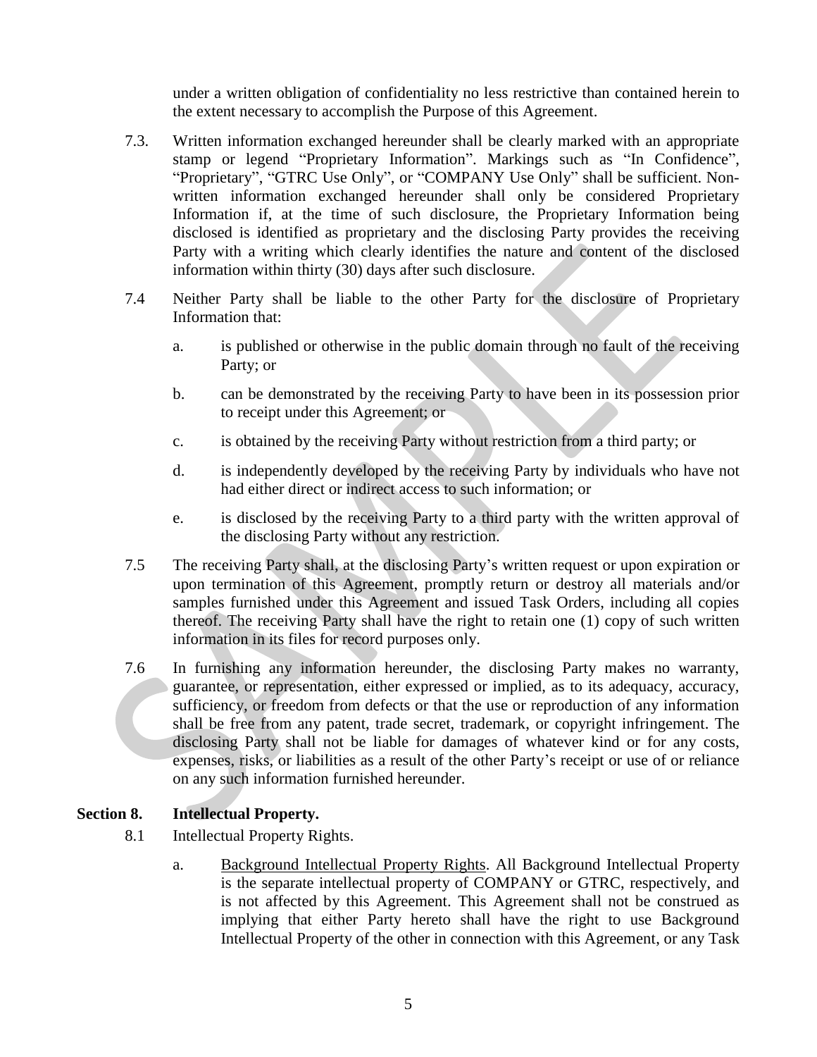under a written obligation of confidentiality no less restrictive than contained herein to the extent necessary to accomplish the Purpose of this Agreement.

7.3. Written information exchanged hereunder shall be clearly marked with an appropriate stamp or legend "Proprietary Information". Markings such as "In Confidence", "Proprietary", "GTRC Use Only", or "COMPANY Use Only" shall be sufficient. Non-written information exchanged hereunder shall only be considered Proprietary Information if, at the time of such disclosure, the Proprietary Information being disclosed is identified as proprietary and the disclosing Party provides the receiving Party with a writing which clearly identifies the nature and content of the disclosed information within thirty (30) days after such disclosure.

7.4 Neither Party shall be liable to the other Party for the disclosure of Proprietary Information that:

a. is published or otherwise in the public domain through no fault of the receiving Party; or

b. can be demonstrated by the receiving Party to have been in its possession prior to receipt under this Agreement; or

c. is obtained by the receiving Party without restriction from a third party; or

d. is independently developed by the receiving Party by individuals who have not had either direct or indirect access to such information; or

e. is disclosed by the receiving Party to a third party with the written approval of the disclosing Party without any restriction.

7.5 The receiving Party shall, at the disclosing Party's written request or upon expiration or upon termination of this Agreement, promptly return or destroy all materials and/or samples furnished under this Agreement and issued Task Orders, including all copies thereof. The receiving Party shall have the right to retain one (1) copy of such written information in its files for record purposes only.

7.6 In furnishing any information hereunder, the disclosing Party makes no warranty, guarantee, or representation, either expressed or implied, as to its adequacy, accuracy, sufficiency, or freedom from defects or that the use or reproduction of any information shall be free from any patent, trade secret, trademark, or copyright infringement. The disclosing Party shall not be liable for damages of whatever kind or for any costs, expenses, risks, or liabilities as a result of the other Party's receipt or use of or reliance on any such information furnished hereunder.

## Section 8. Intellectual Property.

8.1 Intellectual Property Rights.

a. Background Intellectual Property Rights. All Background Intellectual Property is the separate intellectual property of COMPANY or GTRC, respectively, and is not affected by this Agreement. This Agreement shall not be construed as implying that either Party hereto shall have the right to use Background Intellectual Property of the other in connection with this Agreement, or any Task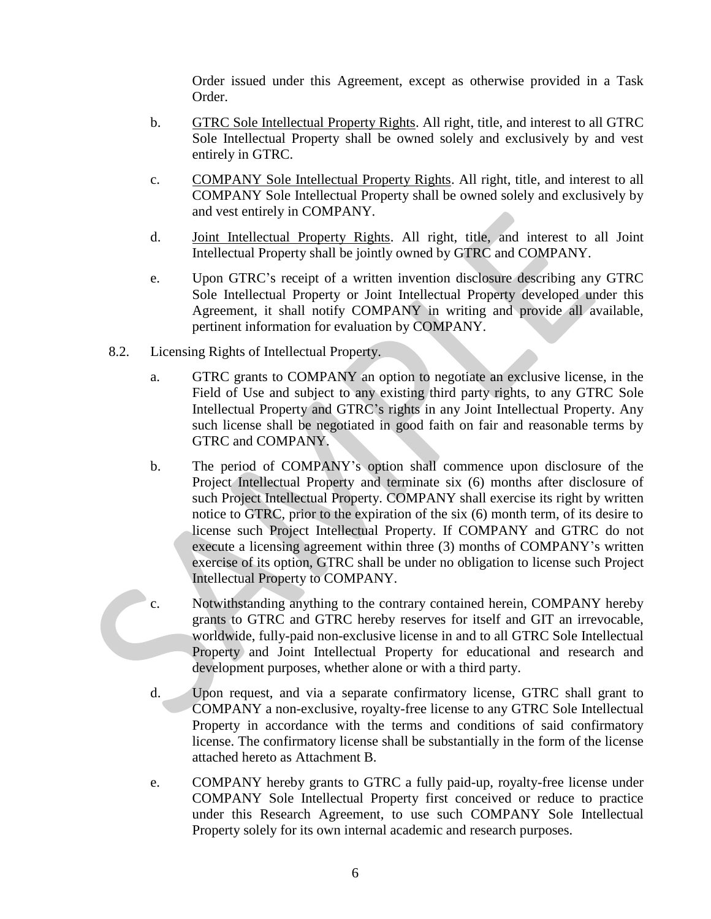Order issued under this Agreement, except as otherwise provided in a Task Order.

b. GTRC Sole Intellectual Property Rights. All right, title, and interest to all GTRC Sole Intellectual Property shall be owned solely and exclusively by and vest entirely in GTRC.

c. COMPANY Sole Intellectual Property Rights. All right, title, and interest to all COMPANY Sole Intellectual Property shall be owned solely and exclusively by and vest entirely in COMPANY.

d. Joint Intellectual Property Rights. All right, title, and interest to all Joint Intellectual Property shall be jointly owned by GTRC and COMPANY.

e. Upon GTRC's receipt of a written invention disclosure describing any GTRC Sole Intellectual Property or Joint Intellectual Property developed under this Agreement, it shall notify COMPANY in writing and provide all available, pertinent information for evaluation by COMPANY.

8.2. Licensing Rights of Intellectual Property.

a. GTRC grants to COMPANY an option to negotiate an exclusive license, in the Field of Use and subject to any existing third party rights, to any GTRC Sole Intellectual Property and GTRC's rights in any Joint Intellectual Property. Any such license shall be negotiated in good faith on fair and reasonable terms by GTRC and COMPANY.

b. The period of COMPANY's option shall commence upon disclosure of the Project Intellectual Property and terminate six (6) months after disclosure of such Project Intellectual Property. COMPANY shall exercise its right by written notice to GTRC, prior to the expiration of the six (6) month term, of its desire to license such Project Intellectual Property. If COMPANY and GTRC do not execute a licensing agreement within three (3) months of COMPANY's written exercise of its option, GTRC shall be under no obligation to license such Project Intellectual Property to COMPANY.

c. Notwithstanding anything to the contrary contained herein, COMPANY hereby grants to GTRC and GTRC hereby reserves for itself and GIT an irrevocable, worldwide, fully-paid non-exclusive license in and to all GTRC Sole Intellectual Property and Joint Intellectual Property for educational and research and development purposes, whether alone or with a third party.

d. Upon request, and via a separate confirmatory license, GTRC shall grant to COMPANY a non-exclusive, royalty-free license to any GTRC Sole Intellectual Property in accordance with the terms and conditions of said confirmatory license. The confirmatory license shall be substantially in the form of the license attached hereto as Attachment B.

e. COMPANY hereby grants to GTRC a fully paid-up, royalty-free license under COMPANY Sole Intellectual Property first conceived or reduce to practice under this Research Agreement, to use such COMPANY Sole Intellectual Property solely for its own internal academic and research purposes.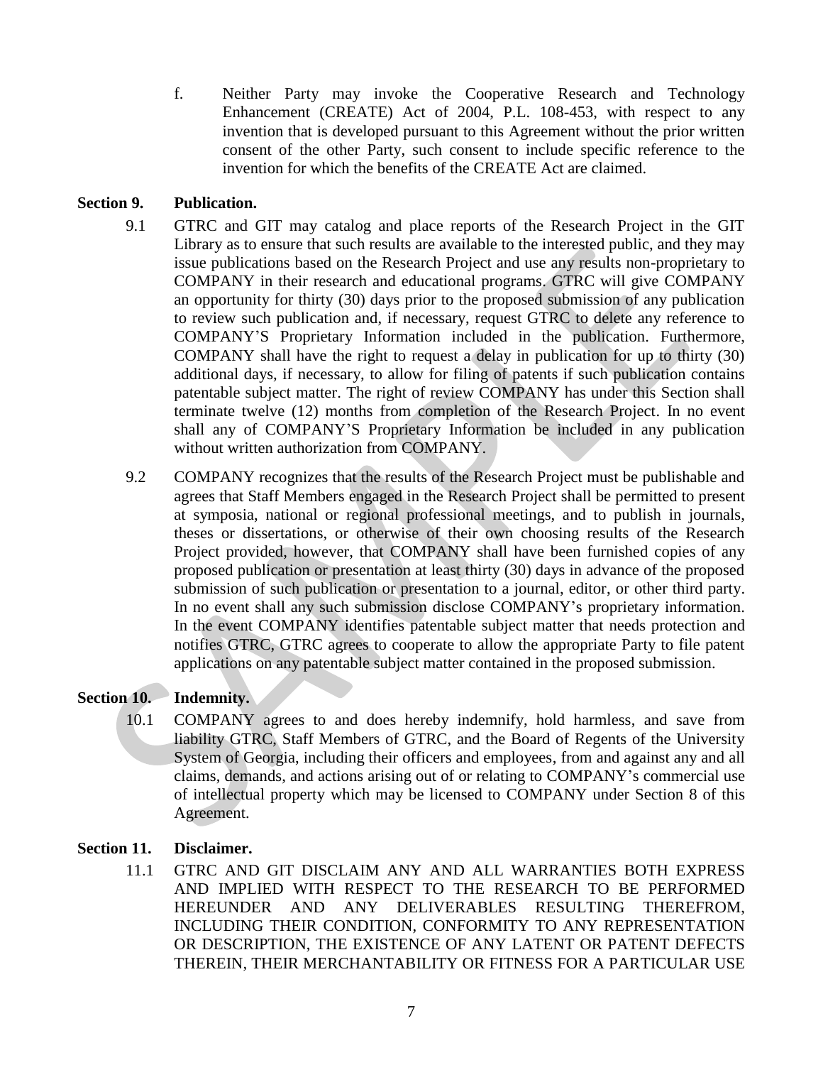f. Neither Party may invoke the Cooperative Research and Technology Enhancement (CREATE) Act of 2004, P.L. 108-453, with respect to any invention that is developed pursuant to this Agreement without the prior written consent of the other Party, such consent to include specific reference to the invention for which the benefits of the CREATE Act are claimed.

**Section 9. Publication.**

9.1 GTRC and GIT may catalog and place reports of the Research Project in the GIT Library as to ensure that such results are available to the interested public, and they may issue publications based on the Research Project and use any results non-proprietary to COMPANY in their research and educational programs. GTRC will give COMPANY an opportunity for thirty (30) days prior to the proposed submission of any publication to review such publication and, if necessary, request GTRC to delete any reference to COMPANY'S Proprietary Information included in the publication. Furthermore, COMPANY shall have the right to request a delay in publication for up to thirty (30) additional days, if necessary, to allow for filing of patents if such publication contains patentable subject matter. The right of review COMPANY has under this Section shall terminate twelve (12) months from completion of the Research Project. In no event shall any of COMPANY'S Proprietary Information be included in any publication without written authorization from COMPANY.

9.2 COMPANY recognizes that the results of the Research Project must be publishable and agrees that Staff Members engaged in the Research Project shall be permitted to present at symposia, national or regional professional meetings, and to publish in journals, theses or dissertations, or otherwise of their own choosing results of the Research Project provided, however, that COMPANY shall have been furnished copies of any proposed publication or presentation at least thirty (30) days in advance of the proposed submission of such publication or presentation to a journal, editor, or other third party. In no event shall any such submission disclose COMPANY's proprietary information. In the event COMPANY identifies patentable subject matter that needs protection and notifies GTRC, GTRC agrees to cooperate to allow the appropriate Party to file patent applications on any patentable subject matter contained in the proposed submission.

**Section 10. Indemnity.**

10.1 COMPANY agrees to and does hereby indemnify, hold harmless, and save from liability GTRC, Staff Members of GTRC, and the Board of Regents of the University System of Georgia, including their officers and employees, from and against any and all claims, demands, and actions arising out of or relating to COMPANY's commercial use of intellectual property which may be licensed to COMPANY under Section 8 of this Agreement.

**Section 11. Disclaimer.**

11.1 GTRC AND GIT DISCLAIM ANY AND ALL WARRANTIES BOTH EXPRESS AND IMPLIED WITH RESPECT TO THE RESEARCH TO BE PERFORMED HEREUNDER AND ANY DELIVERABLES RESULTING THEREFROM, INCLUDING THEIR CONDITION, CONFORMITY TO ANY REPRESENTATION OR DESCRIPTION, THE EXISTENCE OF ANY LATENT OR PATENT DEFECTS THEREIN, THEIR MERCHANTABILITY OR FITNESS FOR A PARTICULAR USE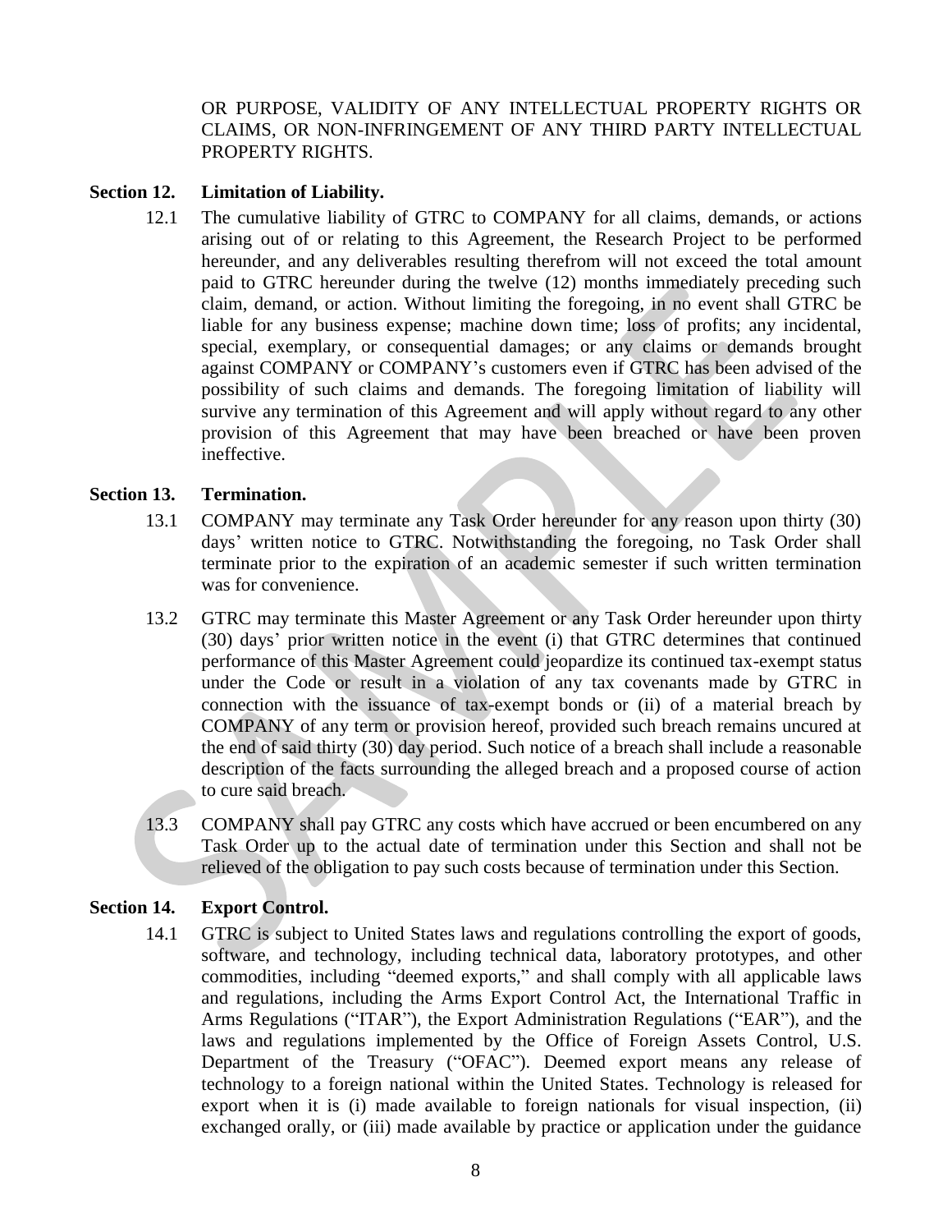OR PURPOSE, VALIDITY OF ANY INTELLECTUAL PROPERTY RIGHTS OR CLAIMS, OR NON-INFRINGEMENT OF ANY THIRD PARTY INTELLECTUAL PROPERTY RIGHTS.

**Section 12. Limitation of Liability.**

12.1 The cumulative liability of GTRC to COMPANY for all claims, demands, or actions arising out of or relating to this Agreement, the Research Project to be performed hereunder, and any deliverables resulting therefrom will not exceed the total amount paid to GTRC hereunder during the twelve (12) months immediately preceding such claim, demand, or action. Without limiting the foregoing, in no event shall GTRC be liable for any business expense; machine down time; loss of profits; any incidental, special, exemplary, or consequential damages; or any claims or demands brought against COMPANY or COMPANY's customers even if GTRC has been advised of the possibility of such claims and demands. The foregoing limitation of liability will survive any termination of this Agreement and will apply without regard to any other provision of this Agreement that may have been breached or have been proven ineffective.

**Section 13. Termination.**

13.1 COMPANY may terminate any Task Order hereunder for any reason upon thirty (30) days' written notice to GTRC. Notwithstanding the foregoing, no Task Order shall terminate prior to the expiration of an academic semester if such written termination was for convenience.

13.2 GTRC may terminate this Master Agreement or any Task Order hereunder upon thirty (30) days' prior written notice in the event (i) that GTRC determines that continued performance of this Master Agreement could jeopardize its continued tax-exempt status under the Code or result in a violation of any tax covenants made by GTRC in connection with the issuance of tax-exempt bonds or (ii) of a material breach by COMPANY of any term or provision hereof, provided such breach remains uncured at the end of said thirty (30) day period. Such notice of a breach shall include a reasonable description of the facts surrounding the alleged breach and a proposed course of action to cure said breach.

13.3 COMPANY shall pay GTRC any costs which have accrued or been encumbered on any Task Order up to the actual date of termination under this Section and shall not be relieved of the obligation to pay such costs because of termination under this Section.

**Section 14. Export Control.**

14.1 GTRC is subject to United States laws and regulations controlling the export of goods, software, and technology, including technical data, laboratory prototypes, and other commodities, including "deemed exports," and shall comply with all applicable laws and regulations, including the Arms Export Control Act, the International Traffic in Arms Regulations ("ITAR"), the Export Administration Regulations ("EAR"), and the laws and regulations implemented by the Office of Foreign Assets Control, U.S. Department of the Treasury ("OFAC"). Deemed export means any release of technology to a foreign national within the United States. Technology is released for export when it is (i) made available to foreign nationals for visual inspection, (ii) exchanged orally, or (iii) made available by practice or application under the guidance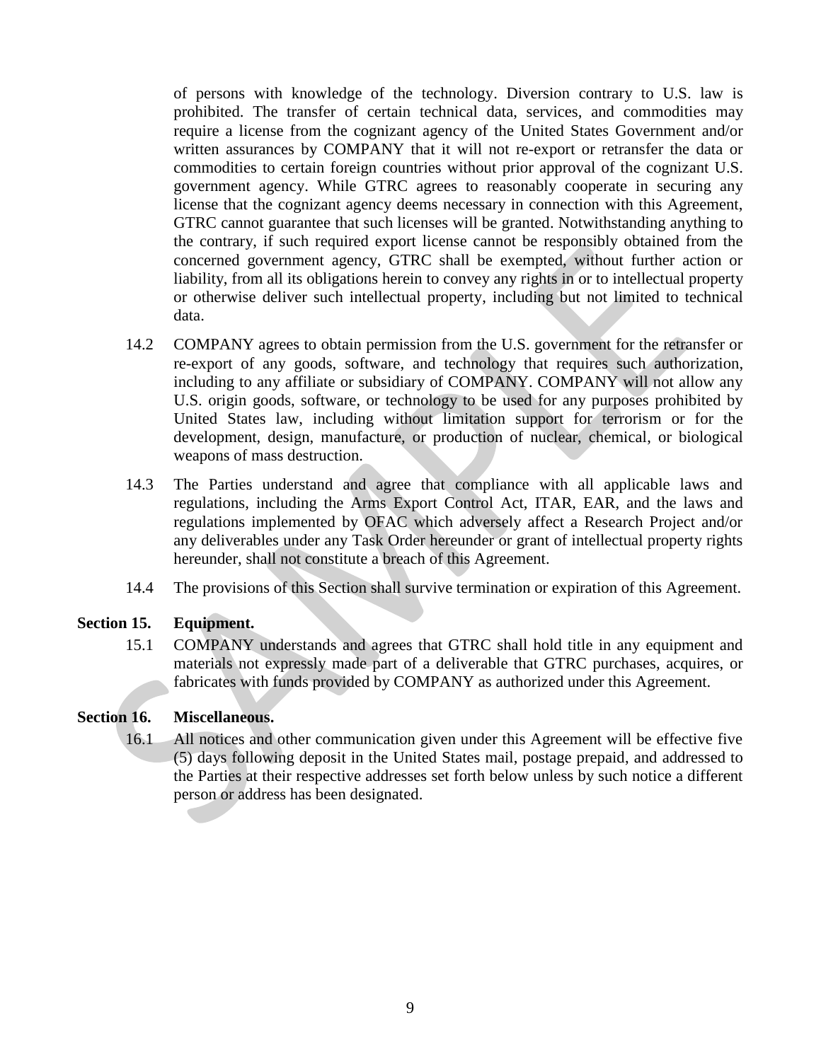of persons with knowledge of the technology. Diversion contrary to U.S. law is prohibited. The transfer of certain technical data, services, and commodities may require a license from the cognizant agency of the United States Government and/or written assurances by COMPANY that it will not re-export or retransfer the data or commodities to certain foreign countries without prior approval of the cognizant U.S. government agency. While GTRC agrees to reasonably cooperate in securing any license that the cognizant agency deems necessary in connection with this Agreement, GTRC cannot guarantee that such licenses will be granted. Notwithstanding anything to the contrary, if such required export license cannot be responsibly obtained from the concerned government agency, GTRC shall be exempted, without further action or liability, from all its obligations herein to convey any rights in or to intellectual property or otherwise deliver such intellectual property, including but not limited to technical data.

14.2 COMPANY agrees to obtain permission from the U.S. government for the retransfer or re-export of any goods, software, and technology that requires such authorization, including to any affiliate or subsidiary of COMPANY. COMPANY will not allow any U.S. origin goods, software, or technology to be used for any purposes prohibited by United States law, including without limitation support for terrorism or for the development, design, manufacture, or production of nuclear, chemical, or biological weapons of mass destruction.

14.3 The Parties understand and agree that compliance with all applicable laws and regulations, including the Arms Export Control Act, ITAR, EAR, and the laws and regulations implemented by OFAC which adversely affect a Research Project and/or any deliverables under any Task Order hereunder or grant of intellectual property rights hereunder, shall not constitute a breach of this Agreement.

14.4 The provisions of this Section shall survive termination or expiration of this Agreement.

**Section 15. Equipment.**

15.1 COMPANY understands and agrees that GTRC shall hold title in any equipment and materials not expressly made part of a deliverable that GTRC purchases, acquires, or fabricates with funds provided by COMPANY as authorized under this Agreement.

**Section 16. Miscellaneous.**

16.1 All notices and other communication given under this Agreement will be effective five (5) days following deposit in the United States mail, postage prepaid, and addressed to the Parties at their respective addresses set forth below unless by such notice a different person or address has been designated.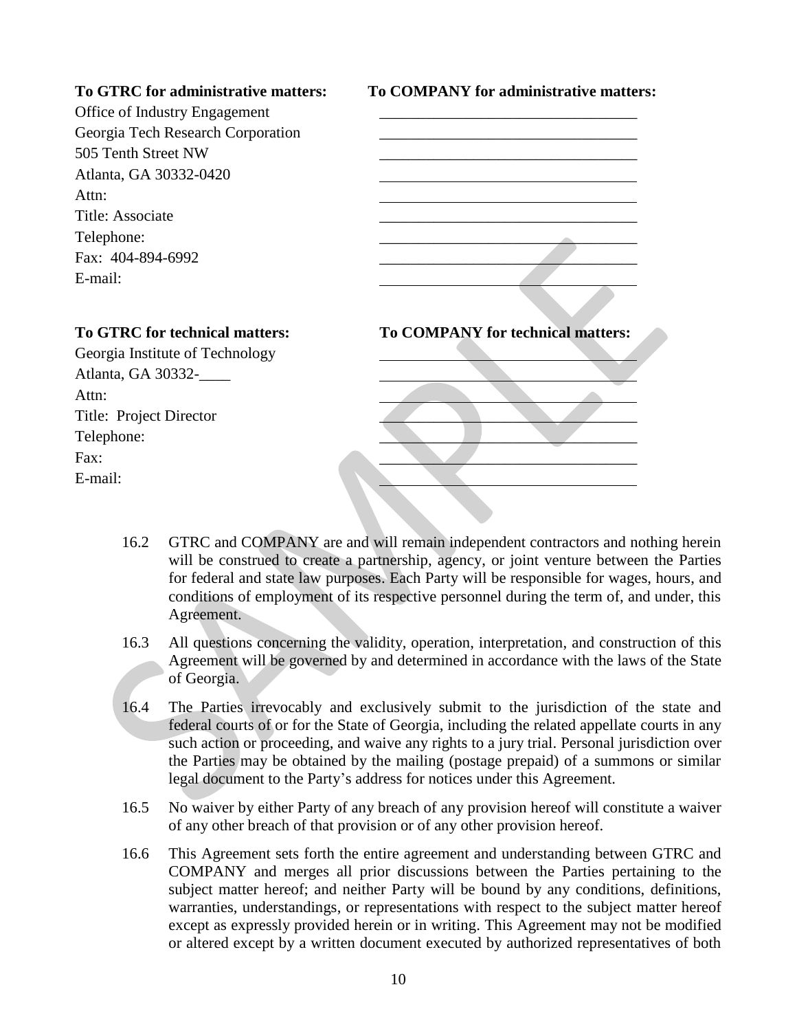| **To GTRC for administrative matters:** | **To COMPANY for administrative matters:** |
|---|---|
| Office of Industry Engagement | ________________________________ |
| Georgia Tech Research Corporation | ________________________________ |
| 505 Tenth Street NW | ________________________________ |
| Atlanta, GA 30332-0420 | ________________________________ |
| Attn: | ________________________________ |
| Title: Associate | ________________________________ |
| Telephone: | ________________________________ |
| Fax: 404-894-6992 | ________________________________ |
| E-mail: | ________________________________ |

| **To GTRC for technical matters:** | **To COMPANY for technical matters:** |
|---|---|
| Georgia Institute of Technology | ________________________________ |
| Atlanta, GA 30332-____ | ________________________________ |
| Attn: | ________________________________ |
| Title: Project Director | ________________________________ |
| Telephone: | ________________________________ |
| Fax: | ________________________________ |
| E-mail: | ________________________________ |

16.2 GTRC and COMPANY are and will remain independent contractors and nothing herein will be construed to create a partnership, agency, or joint venture between the Parties for federal and state law purposes. Each Party will be responsible for wages, hours, and conditions of employment of its respective personnel during the term of, and under, this Agreement.

16.3 All questions concerning the validity, operation, interpretation, and construction of this Agreement will be governed by and determined in accordance with the laws of the State of Georgia.

16.4 The Parties irrevocably and exclusively submit to the jurisdiction of the state and federal courts of or for the State of Georgia, including the related appellate courts in any such action or proceeding, and waive any rights to a jury trial. Personal jurisdiction over the Parties may be obtained by the mailing (postage prepaid) of a summons or similar legal document to the Party's address for notices under this Agreement.

16.5 No waiver by either Party of any breach of any provision hereof will constitute a waiver of any other breach of that provision or of any other provision hereof.

16.6 This Agreement sets forth the entire agreement and understanding between GTRC and COMPANY and merges all prior discussions between the Parties pertaining to the subject matter hereof; and neither Party will be bound by any conditions, definitions, warranties, understandings, or representations with respect to the subject matter hereof except as expressly provided herein or in writing. This Agreement may not be modified or altered except by a written document executed by authorized representatives of both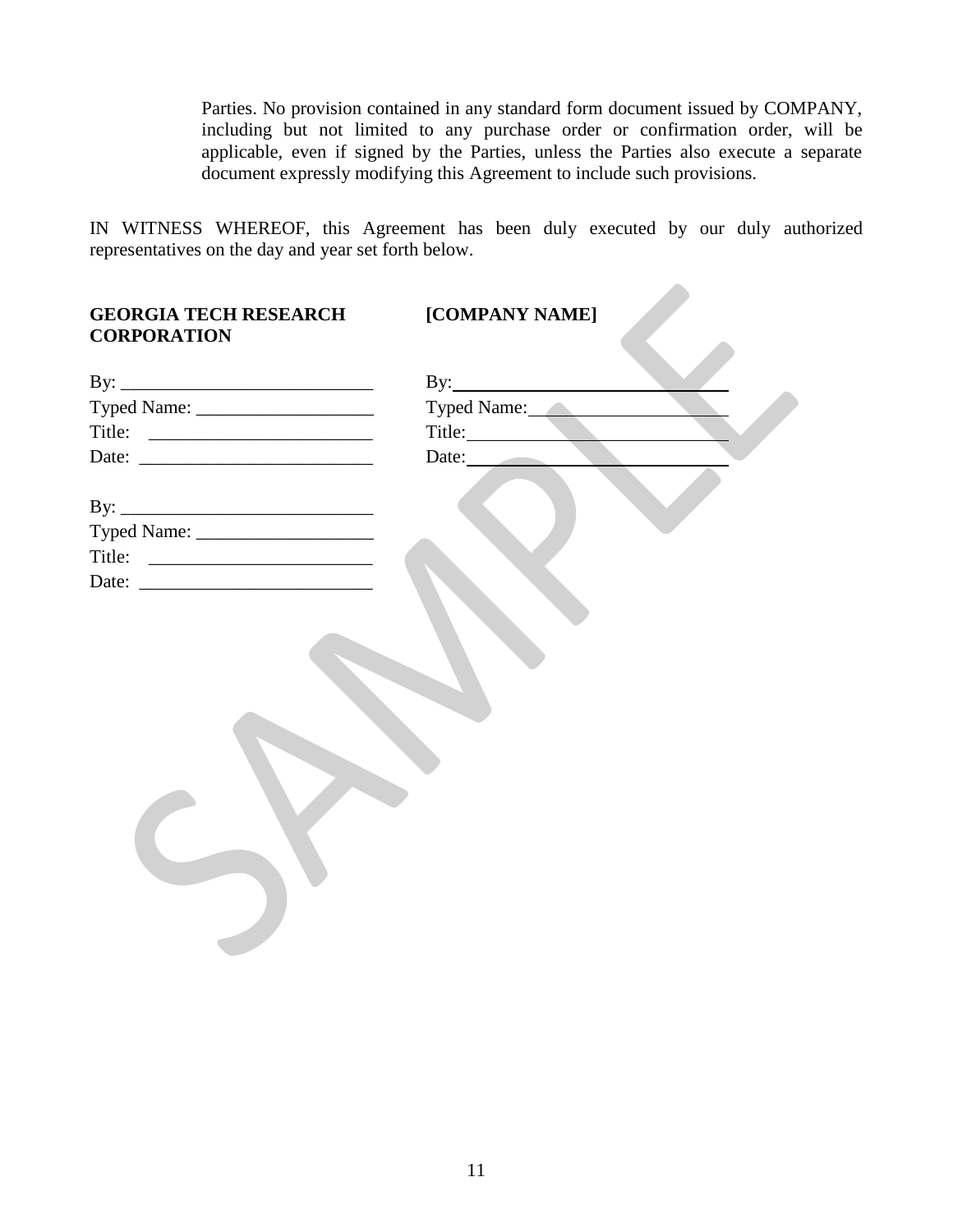Parties. No provision contained in any standard form document issued by COMPANY, including but not limited to any purchase order or confirmation order, will be applicable, even if signed by the Parties, unless the Parties also execute a separate document expressly modifying this Agreement to include such provisions.

IN WITNESS WHEREOF, this Agreement has been duly executed by our duly authorized representatives on the day and year set forth below.

| **GEORGIA TECH RESEARCH CORPORATION** | **[COMPANY NAME]** |
|---|---|
| By: ___________________________ | By: ___________________________ |
| Typed Name: ___________________ | Typed Name: ___________________ |
| Title: ________________________ | Title: ________________________ |
| Date: _________________________ | Date: _________________________ |
| | |
| By: ___________________________ | |
| Typed Name: ___________________ | |
| Title: ________________________ | |
| Date: _________________________ | |

SAMPLE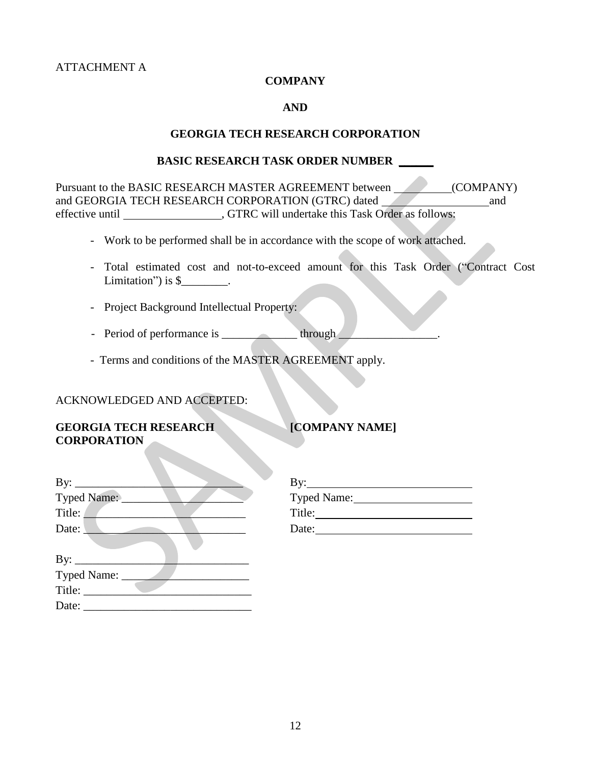ATTACHMENT A

**COMPANY**

**AND**

**GEORGIA TECH RESEARCH CORPORATION**

**BASIC RESEARCH TASK ORDER NUMBER ______**

Pursuant to the BASIC RESEARCH MASTER AGREEMENT between __________(COMPANY) and GEORGIA TECH RESEARCH CORPORATION (GTRC) dated __________________and effective until _________________, GTRC will undertake this Task Order as follows:

- Work to be performed shall be in accordance with the scope of work attached.
- Total estimated cost and not-to-exceed amount for this Task Order ("Contract Cost Limitation") is $________.
- Project Background Intellectual Property:
- Period of performance is _____________ through _________________.
- Terms and conditions of the MASTER AGREEMENT apply.

ACKNOWLEDGED AND ACCEPTED:

**GEORGIA TECH RESEARCH CORPORATION**

By: ____________________________
Typed Name: ____________________
Title: ____________________________
Date: ____________________________

By: ______________________________
Typed Name: ______________________
Title: _____________________________
Date: _____________________________

**[COMPANY NAME]**

By: _____________________________
Typed Name: ____________________
Title: ____________________________
Date: ____________________________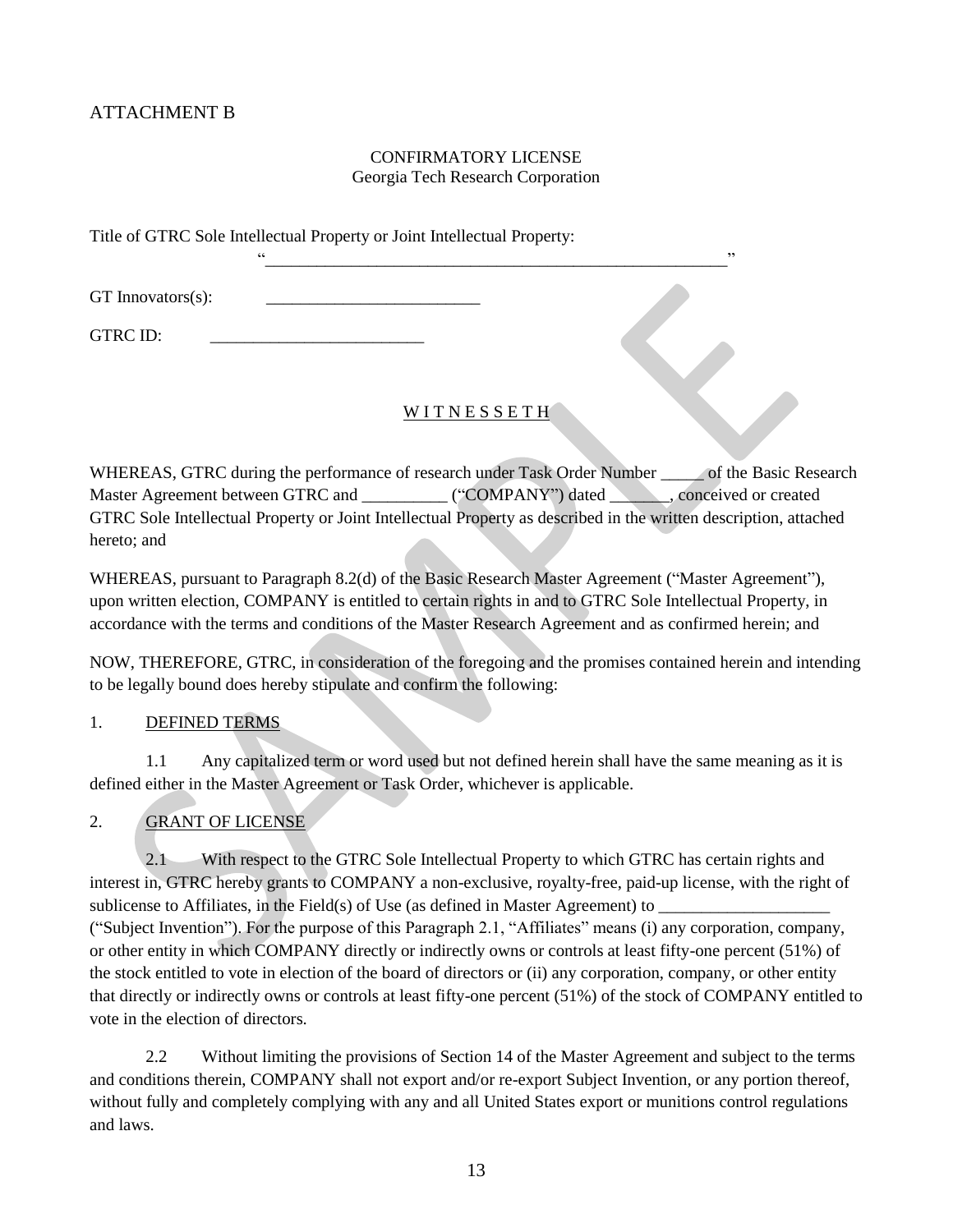ATTACHMENT B

CONFIRMATORY LICENSE
Georgia Tech Research Corporation

Title of GTRC Sole Intellectual Property or Joint Intellectual Property:
"\_\_\_\_\_\_\_\_\_\_\_\_\_\_\_\_\_\_\_\_\_\_\_\_\_\_\_\_\_\_\_\_\_\_\_\_\_\_\_\_\_\_\_\_\_\_\_\_\_\_\_\_\_\_\_\_"

GT Innovators(s): \_\_\_\_\_\_\_\_\_\_\_\_\_\_\_\_\_\_\_\_\_\_\_\_\_\_

GTRC ID: \_\_\_\_\_\_\_\_\_\_\_\_\_\_\_\_\_\_\_\_\_\_\_\_\_\_

W I T N E S S E T H

WHEREAS, GTRC during the performance of research under Task Order Number \_\_\_\_\_ of the Basic Research Master Agreement between GTRC and \_\_\_\_\_\_\_\_\_\_ ("COMPANY") dated \_\_\_\_\_\_\_, conceived or created GTRC Sole Intellectual Property or Joint Intellectual Property as described in the written description, attached hereto; and

WHEREAS, pursuant to Paragraph 8.2(d) of the Basic Research Master Agreement ("Master Agreement"), upon written election, COMPANY is entitled to certain rights in and to GTRC Sole Intellectual Property, in accordance with the terms and conditions of the Master Research Agreement and as confirmed herein; and

NOW, THEREFORE, GTRC, in consideration of the foregoing and the promises contained herein and intending to be legally bound does hereby stipulate and confirm the following:

1. DEFINED TERMS

1.1 Any capitalized term or word used but not defined herein shall have the same meaning as it is defined either in the Master Agreement or Task Order, whichever is applicable.

2. GRANT OF LICENSE

2.1 With respect to the GTRC Sole Intellectual Property to which GTRC has certain rights and interest in, GTRC hereby grants to COMPANY a non-exclusive, royalty-free, paid-up license, with the right of sublicense to Affiliates, in the Field(s) of Use (as defined in Master Agreement) to \_\_\_\_\_\_\_\_\_\_\_\_\_\_\_\_\_\_\_\_ ("Subject Invention"). For the purpose of this Paragraph 2.1, "Affiliates" means (i) any corporation, company, or other entity in which COMPANY directly or indirectly owns or controls at least fifty-one percent (51%) of the stock entitled to vote in election of the board of directors or (ii) any corporation, company, or other entity that directly or indirectly owns or controls at least fifty-one percent (51%) of the stock of COMPANY entitled to vote in the election of directors.

2.2 Without limiting the provisions of Section 14 of the Master Agreement and subject to the terms and conditions therein, COMPANY shall not export and/or re-export Subject Invention, or any portion thereof, without fully and completely complying with any and all United States export or munitions control regulations and laws.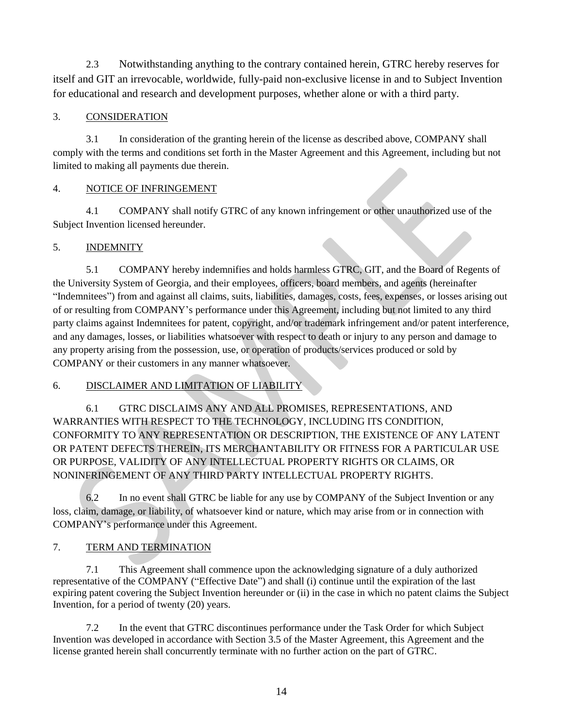2.3 Notwithstanding anything to the contrary contained herein, GTRC hereby reserves for itself and GIT an irrevocable, worldwide, fully-paid non-exclusive license in and to Subject Invention for educational and research and development purposes, whether alone or with a third party.

## 3. <u>CONSIDERATION</u>

3.1 In consideration of the granting herein of the license as described above, COMPANY shall comply with the terms and conditions set forth in the Master Agreement and this Agreement, including but not limited to making all payments due therein.

## 4. <u>NOTICE OF INFRINGEMENT</u>

4.1 COMPANY shall notify GTRC of any known infringement or other unauthorized use of the Subject Invention licensed hereunder.

## 5. <u>INDEMNITY</u>

5.1 COMPANY hereby indemnifies and holds harmless GTRC, GIT, and the Board of Regents of the University System of Georgia, and their employees, officers, board members, and agents (hereinafter "Indemnitees") from and against all claims, suits, liabilities, damages, costs, fees, expenses, or losses arising out of or resulting from COMPANY's performance under this Agreement, including but not limited to any third party claims against Indemnitees for patent, copyright, and/or trademark infringement and/or patent interference, and any damages, losses, or liabilities whatsoever with respect to death or injury to any person and damage to any property arising from the possession, use, or operation of products/services produced or sold by COMPANY or their customers in any manner whatsoever.

## 6. <u>DISCLAIMER AND LIMITATION OF LIABILITY</u>

6.1 GTRC DISCLAIMS ANY AND ALL PROMISES, REPRESENTATIONS, AND WARRANTIES WITH RESPECT TO THE TECHNOLOGY, INCLUDING ITS CONDITION, CONFORMITY TO ANY REPRESENTATION OR DESCRIPTION, THE EXISTENCE OF ANY LATENT OR PATENT DEFECTS THEREIN, ITS MERCHANTABILITY OR FITNESS FOR A PARTICULAR USE OR PURPOSE, VALIDITY OF ANY INTELLECTUAL PROPERTY RIGHTS OR CLAIMS, OR NONINFRINGEMENT OF ANY THIRD PARTY INTELLECTUAL PROPERTY RIGHTS.

6.2 In no event shall GTRC be liable for any use by COMPANY of the Subject Invention or any loss, claim, damage, or liability, of whatsoever kind or nature, which may arise from or in connection with COMPANY's performance under this Agreement.

## 7. <u>TERM AND TERMINATION</u>

7.1 This Agreement shall commence upon the acknowledging signature of a duly authorized representative of the COMPANY ("Effective Date") and shall (i) continue until the expiration of the last expiring patent covering the Subject Invention hereunder or (ii) in the case in which no patent claims the Subject Invention, for a period of twenty (20) years.

7.2 In the event that GTRC discontinues performance under the Task Order for which Subject Invention was developed in accordance with Section 3.5 of the Master Agreement, this Agreement and the license granted herein shall concurrently terminate with no further action on the part of GTRC.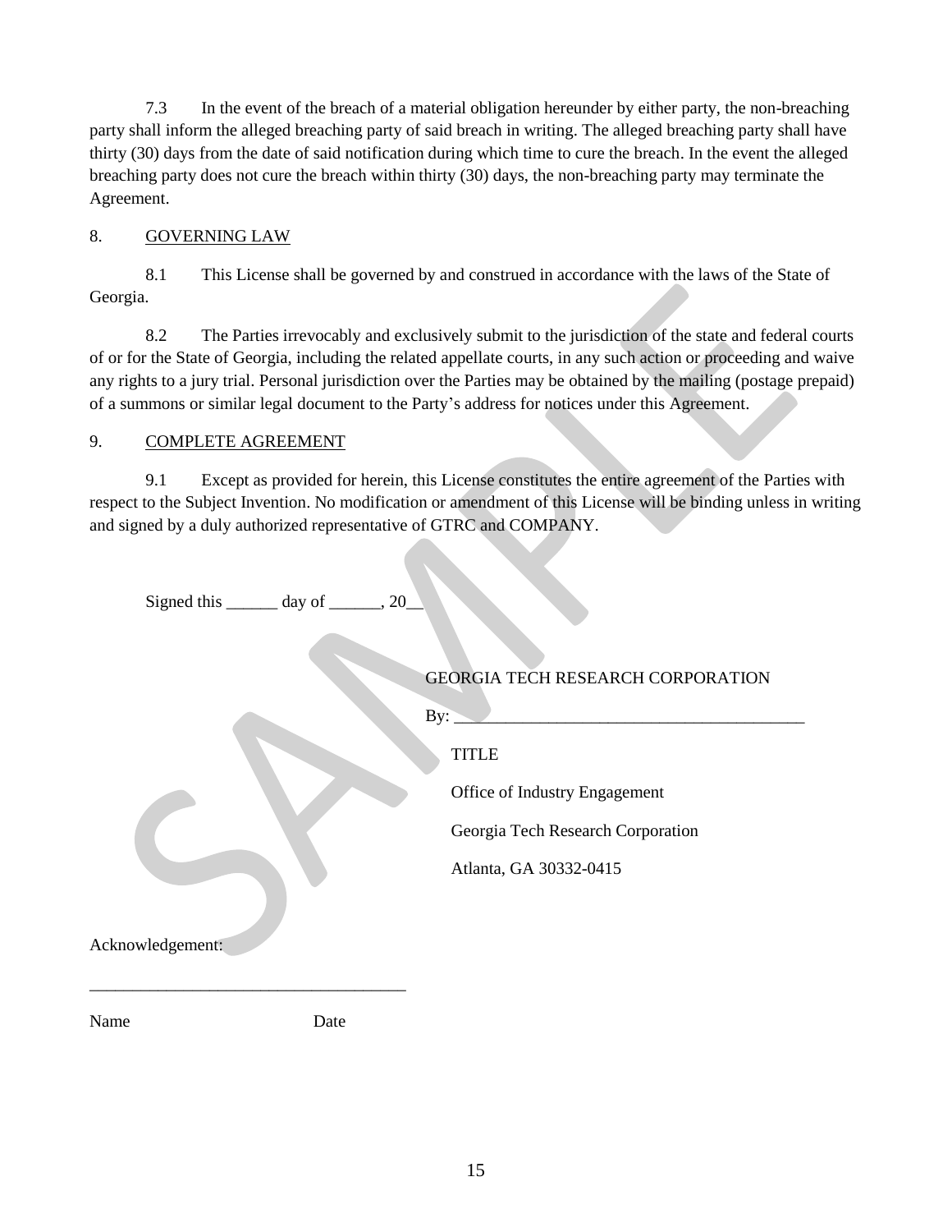7.3 In the event of the breach of a material obligation hereunder by either party, the non-breaching party shall inform the alleged breaching party of said breach in writing. The alleged breaching party shall have thirty (30) days from the date of said notification during which time to cure the breach. In the event the alleged breaching party does not cure the breach within thirty (30) days, the non-breaching party may terminate the Agreement.

8. GOVERNING LAW

8.1 This License shall be governed by and construed in accordance with the laws of the State of Georgia.

8.2 The Parties irrevocably and exclusively submit to the jurisdiction of the state and federal courts of or for the State of Georgia, including the related appellate courts, in any such action or proceeding and waive any rights to a jury trial. Personal jurisdiction over the Parties may be obtained by the mailing (postage prepaid) of a summons or similar legal document to the Party's address for notices under this Agreement.

9. COMPLETE AGREEMENT

9.1 Except as provided for herein, this License constitutes the entire agreement of the Parties with respect to the Subject Invention. No modification or amendment of this License will be binding unless in writing and signed by a duly authorized representative of GTRC and COMPANY.

Signed this ______ day of ______, 20__

GEORGIA TECH RESEARCH CORPORATION

By: ___________________________________________

TITLE

Office of Industry Engagement

Georgia Tech Research Corporation

Atlanta, GA 30332-0415

Acknowledgement:

_____________________________________

Name Date